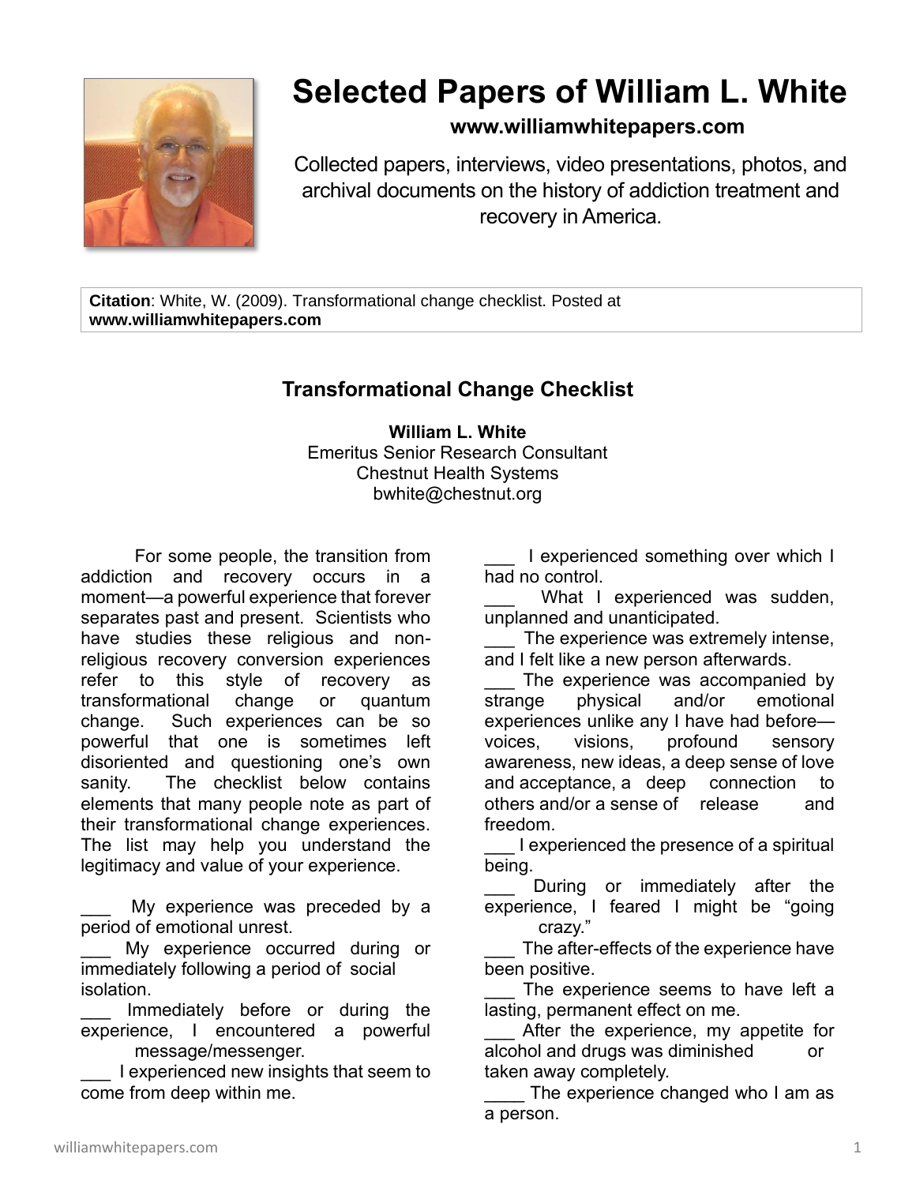# Selected Papers of William L. White

**www.williamwhitepapers.com**

Collected papers, interviews, video presentations, photos, and archival documents on the history of addiction treatment and recovery in America.

**Citation**: White, W. (2009). Transformational change checklist. Posted at **www.williamwhitepapers.com**

## Transformational Change Checklist

**William L. White**
Emeritus Senior Research Consultant
Chestnut Health Systems
bwhite@chestnut.org

For some people, the transition from addiction and recovery occurs in a moment—a powerful experience that forever separates past and present. Scientists who have studies these religious and non-religious recovery conversion experiences refer to this style of recovery as transformational change or quantum change. Such experiences can be so powerful that one is sometimes left disoriented and questioning one's own sanity. The checklist below contains elements that many people note as part of their transformational change experiences. The list may help you understand the legitimacy and value of your experience.

___ My experience was preceded by a period of emotional unrest.

___ My experience occurred during or immediately following a period of social isolation.

___ Immediately before or during the experience, I encountered a powerful message/messenger.

___ I experienced new insights that seem to come from deep within me.

___ I experienced something over which I had no control.

___ What I experienced was sudden, unplanned and unanticipated.

___ The experience was extremely intense, and I felt like a new person afterwards.

___ The experience was accompanied by strange physical and/or emotional experiences unlike any I have had before—voices, visions, profound sensory awareness, new ideas, a deep sense of love and acceptance, a deep connection to others and/or a sense of release and freedom.

___ I experienced the presence of a spiritual being.

___ During or immediately after the experience, I feared I might be "going crazy."

___ The after-effects of the experience have been positive.

___ The experience seems to have left a lasting, permanent effect on me.

___ After the experience, my appetite for alcohol and drugs was diminished or taken away completely.

____ The experience changed who I am as a person.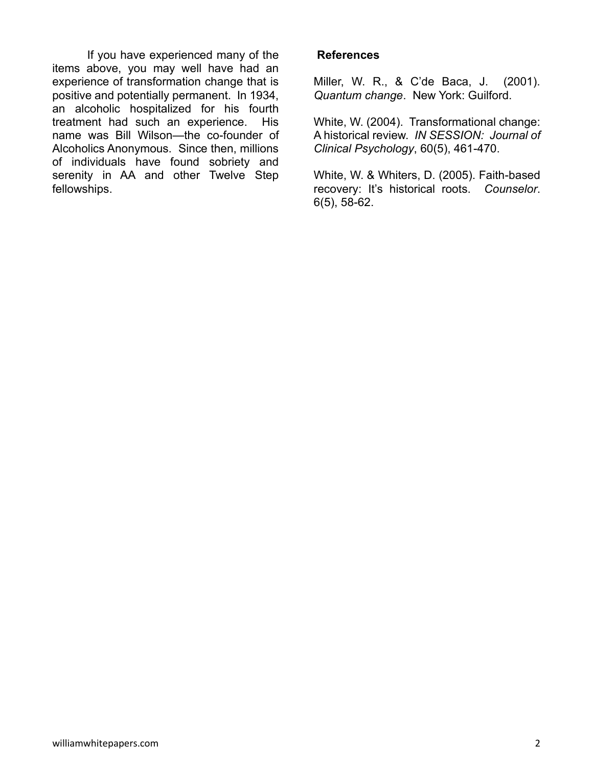If you have experienced many of the items above, you may well have had an experience of transformation change that is positive and potentially permanent. In 1934, an alcoholic hospitalized for his fourth treatment had such an experience. His name was Bill Wilson—the co-founder of Alcoholics Anonymous. Since then, millions of individuals have found sobriety and serenity in AA and other Twelve Step fellowships.

**References**

Miller, W. R., & C'de Baca, J. (2001). *Quantum change*. New York: Guilford.

White, W. (2004). Transformational change: A historical review. *IN SESSION: Journal of Clinical Psychology*, 60(5), 461-470.

White, W. & Whiters, D. (2005). Faith-based recovery: It's historical roots. *Counselor*. 6(5), 58-62.